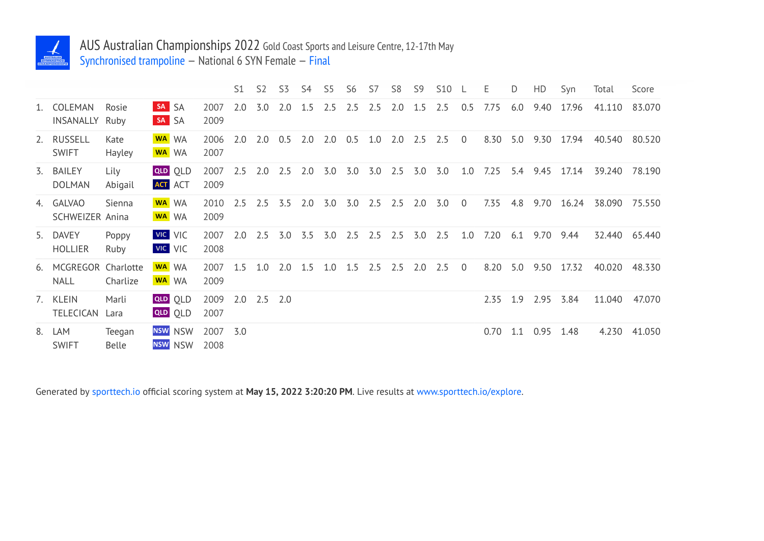# AUS Australian Championships 2022 Gold Coast Sports and Leisure Centre, 12-17th May

Synchronised trampoline – National 6 SYN Female – Final

| | | | | | S1 | S2 | S3 | S4 | S5 | S6 | S7 | S8 | S9 | S10 | L | E | D | HD | Syn | Total | Score |
|---|---|---|---|---|---|---|---|---|---|---|---|---|---|---|---|---|---|---|---|---|---|
| 1. | COLEMAN<br>INSANALLY | Rosie<br>Ruby | SA<br>SA | 2007<br>2009 | 2.0 | 3.0 | 2.0 | 1.5 | 2.5 | 2.5 | 2.5 | 2.0 | 1.5 | 2.5 | 0.5 | 7.75 | 6.0 | 9.40 | 17.96 | 41.110 | 83.070 |
| 2. | RUSSELL<br>SWIFT | Kate<br>Hayley | WA<br>WA | 2006<br>2007 | 2.0 | 2.0 | 0.5 | 2.0 | 2.0 | 0.5 | 1.0 | 2.0 | 2.5 | 2.5 | 0 | 8.30 | 5.0 | 9.30 | 17.94 | 40.540 | 80.520 |
| 3. | BAILEY<br>DOLMAN | Lily<br>Abigail | QLD<br>ACT | 2007<br>2009 | 2.5 | 2.0 | 2.5 | 2.0 | 3.0 | 3.0 | 3.0 | 2.5 | 3.0 | 3.0 | 1.0 | 7.25 | 5.4 | 9.45 | 17.14 | 39.240 | 78.190 |
| 4. | GALVAO<br>SCHWEIZER | Sienna<br>Anina | WA<br>WA | 2010<br>2009 | 2.5 | 2.5 | 3.5 | 2.0 | 3.0 | 3.0 | 2.5 | 2.5 | 2.0 | 3.0 | 0 | 7.35 | 4.8 | 9.70 | 16.24 | 38.090 | 75.550 |
| 5. | DAVEY<br>HOLLIER | Poppy<br>Ruby | VIC<br>VIC | 2007<br>2008 | 2.0 | 2.5 | 3.0 | 3.5 | 3.0 | 2.5 | 2.5 | 2.5 | 3.0 | 2.5 | 1.0 | 7.20 | 6.1 | 9.70 | 9.44 | 32.440 | 65.440 |
| 6. | MCGREGOR<br>NALL | Charlotte<br>Charlize | WA<br>WA | 2007<br>2009 | 1.5 | 1.0 | 2.0 | 1.5 | 1.0 | 1.5 | 2.5 | 2.5 | 2.0 | 2.5 | 0 | 8.20 | 5.0 | 9.50 | 17.32 | 40.020 | 48.330 |
| 7. | KLEIN<br>TELECICAN | Marli<br>Lara | QLD<br>QLD | 2009<br>2007 | 2.0 | 2.5 | 2.0 | | | | | | | | | 2.35 | 1.9 | 2.95 | 3.84 | 11.040 | 47.070 |
| 8. | LAM<br>SWIFT | Teegan<br>Belle | NSW<br>NSW | 2007<br>2008 | 3.0 | | | | | | | | | | | 0.70 | 1.1 | 0.95 | 1.48 | 4.230 | 41.050 |

Generated by sporttech.io official scoring system at **May 15, 2022 3:20:20 PM**. Live results at www.sporttech.io/explore.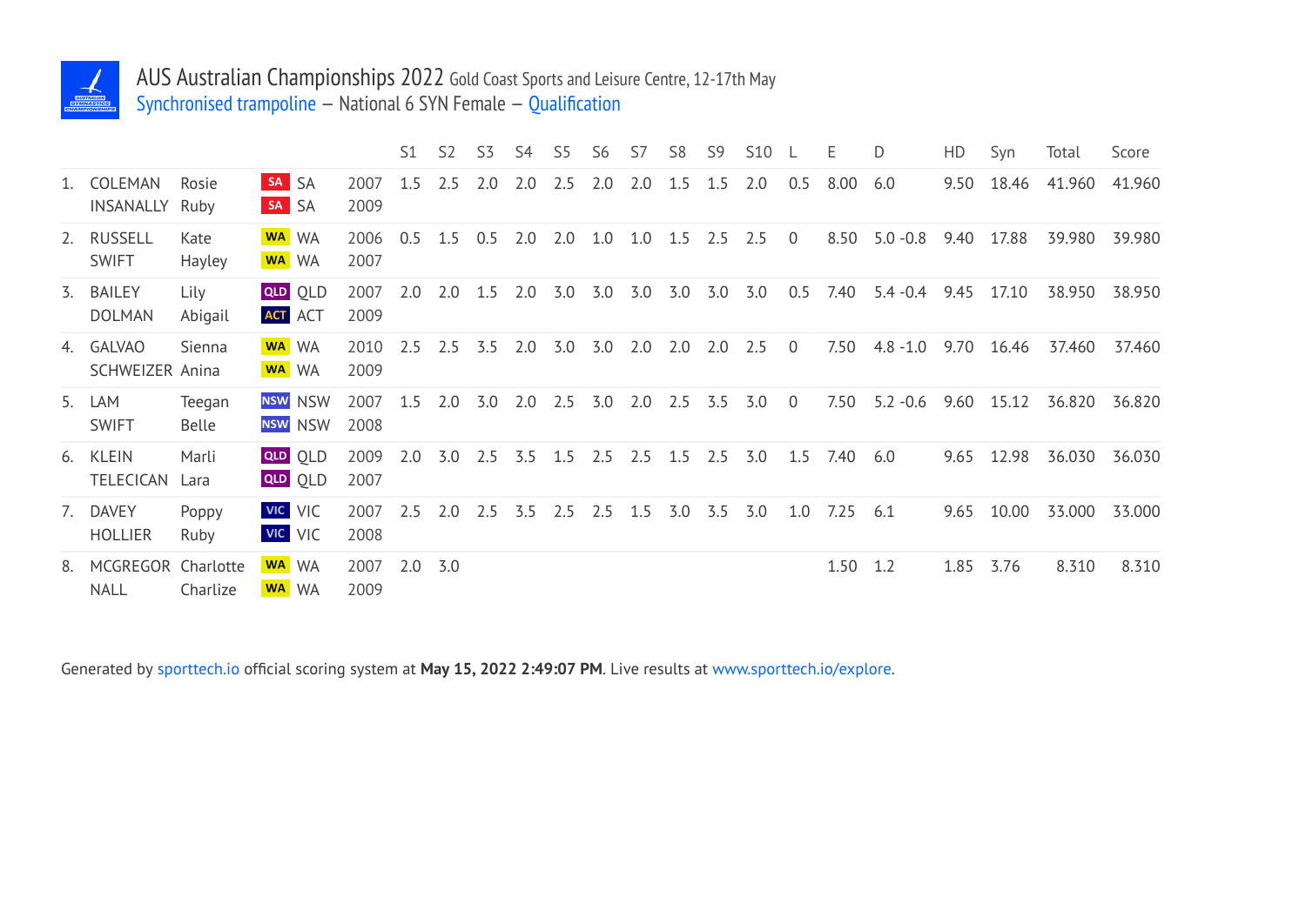# AUS Australian Championships 2022 Gold Coast Sports and Leisure Centre, 12-17th May

Synchronised trampoline – National 6 SYN Female – Qualification

| | | | | | S1 | S2 | S3 | S4 | S5 | S6 | S7 | S8 | S9 | S10 | L | E | D | HD | Syn | Total | Score |
|---|---|---|---|---|---|---|---|---|---|---|---|---|---|---|---|---|---|---|---|---|---|
| 1. | COLEMAN<br>INSANALLY | Rosie<br>Ruby | SA SA<br>SA SA | 2007<br>2009 | 1.5 | 2.5 | 2.0 | 2.0 | 2.5 | 2.0 | 2.0 | 1.5 | 1.5 | 2.0 | 0.5 | 8.00 | 6.0 | 9.50 | 18.46 | 41.960 | 41.960 |
| 2. | RUSSELL<br>SWIFT | Kate<br>Hayley | WA WA<br>WA WA | 2006<br>2007 | 0.5 | 1.5 | 0.5 | 2.0 | 2.0 | 1.0 | 1.0 | 1.5 | 2.5 | 2.5 | 0 | 8.50 | 5.0 -0.8 | 9.40 | 17.88 | 39.980 | 39.980 |
| 3. | BAILEY<br>DOLMAN | Lily<br>Abigail | QLD QLD<br>ACT ACT | 2007<br>2009 | 2.0 | 2.0 | 1.5 | 2.0 | 3.0 | 3.0 | 3.0 | 3.0 | 3.0 | 3.0 | 0.5 | 7.40 | 5.4 -0.4 | 9.45 | 17.10 | 38.950 | 38.950 |
| 4. | GALVAO<br>SCHWEIZER | Sienna<br>Anina | WA WA<br>WA WA | 2010<br>2009 | 2.5 | 2.5 | 3.5 | 2.0 | 3.0 | 3.0 | 2.0 | 2.0 | 2.0 | 2.5 | 0 | 7.50 | 4.8 -1.0 | 9.70 | 16.46 | 37.460 | 37.460 |
| 5. | LAM<br>SWIFT | Teegan<br>Belle | NSW NSW<br>NSW NSW | 2007<br>2008 | 1.5 | 2.0 | 3.0 | 2.0 | 2.5 | 3.0 | 2.0 | 2.5 | 3.5 | 3.0 | 0 | 7.50 | 5.2 -0.6 | 9.60 | 15.12 | 36.820 | 36.820 |
| 6. | KLEIN<br>TELECICAN | Marli<br>Lara | QLD QLD<br>QLD QLD | 2009<br>2007 | 2.0 | 3.0 | 2.5 | 3.5 | 1.5 | 2.5 | 2.5 | 1.5 | 2.5 | 3.0 | 1.5 | 7.40 | 6.0 | 9.65 | 12.98 | 36.030 | 36.030 |
| 7. | DAVEY<br>HOLLIER | Poppy<br>Ruby | VIC VIC<br>VIC VIC | 2007<br>2008 | 2.5 | 2.0 | 2.5 | 3.5 | 2.5 | 2.5 | 1.5 | 3.0 | 3.5 | 3.0 | 1.0 | 7.25 | 6.1 | 9.65 | 10.00 | 33.000 | 33.000 |
| 8. | MCGREGOR<br>NALL | Charlotte<br>Charlize | WA WA<br>WA WA | 2007<br>2009 | 2.0 | 3.0 | | | | | | | | | | 1.50 | 1.2 | 1.85 | 3.76 | 8.310 | 8.310 |

Generated by sporttech.io official scoring system at **May 15, 2022 2:49:07 PM**. Live results at www.sporttech.io/explore.